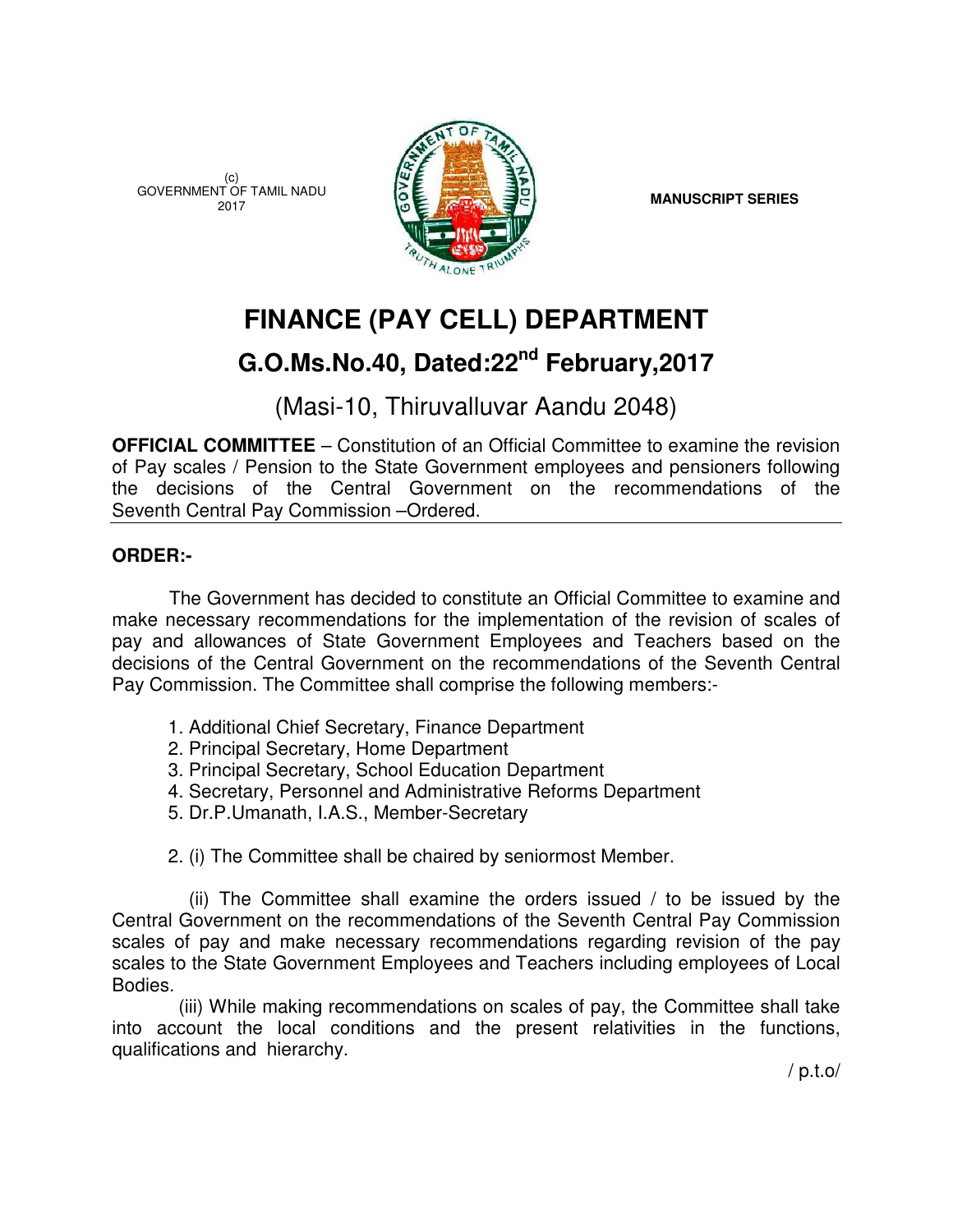(c)
GOVERNMENT OF TAMIL NADU
2017

**MANUSCRIPT SERIES**

# FINANCE (PAY CELL) DEPARTMENT

## G.O.Ms.No.40, Dated:22nd February,2017

(Masi-10, Thiruvalluvar Aandu 2048)

**OFFICIAL COMMITTEE** – Constitution of an Official Committee to examine the revision of Pay scales / Pension to the State Government employees and pensioners following the decisions of the Central Government on the recommendations of the Seventh Central Pay Commission –Ordered.

---

**ORDER:-**

The Government has decided to constitute an Official Committee to examine and make necessary recommendations for the implementation of the revision of scales of pay and allowances of State Government Employees and Teachers based on the decisions of the Central Government on the recommendations of the Seventh Central Pay Commission. The Committee shall comprise the following members:-

1. Additional Chief Secretary, Finance Department
2. Principal Secretary, Home Department
3. Principal Secretary, School Education Department
4. Secretary, Personnel and Administrative Reforms Department
5. Dr.P.Umanath, I.A.S., Member-Secretary

2. (i) The Committee shall be chaired by seniormost Member.

(ii) The Committee shall examine the orders issued / to be issued by the Central Government on the recommendations of the Seventh Central Pay Commission scales of pay and make necessary recommendations regarding revision of the pay scales to the State Government Employees and Teachers including employees of Local Bodies.

(iii) While making recommendations on scales of pay, the Committee shall take into account the local conditions and the present relativities in the functions, qualifications and hierarchy.

/ p.t.o/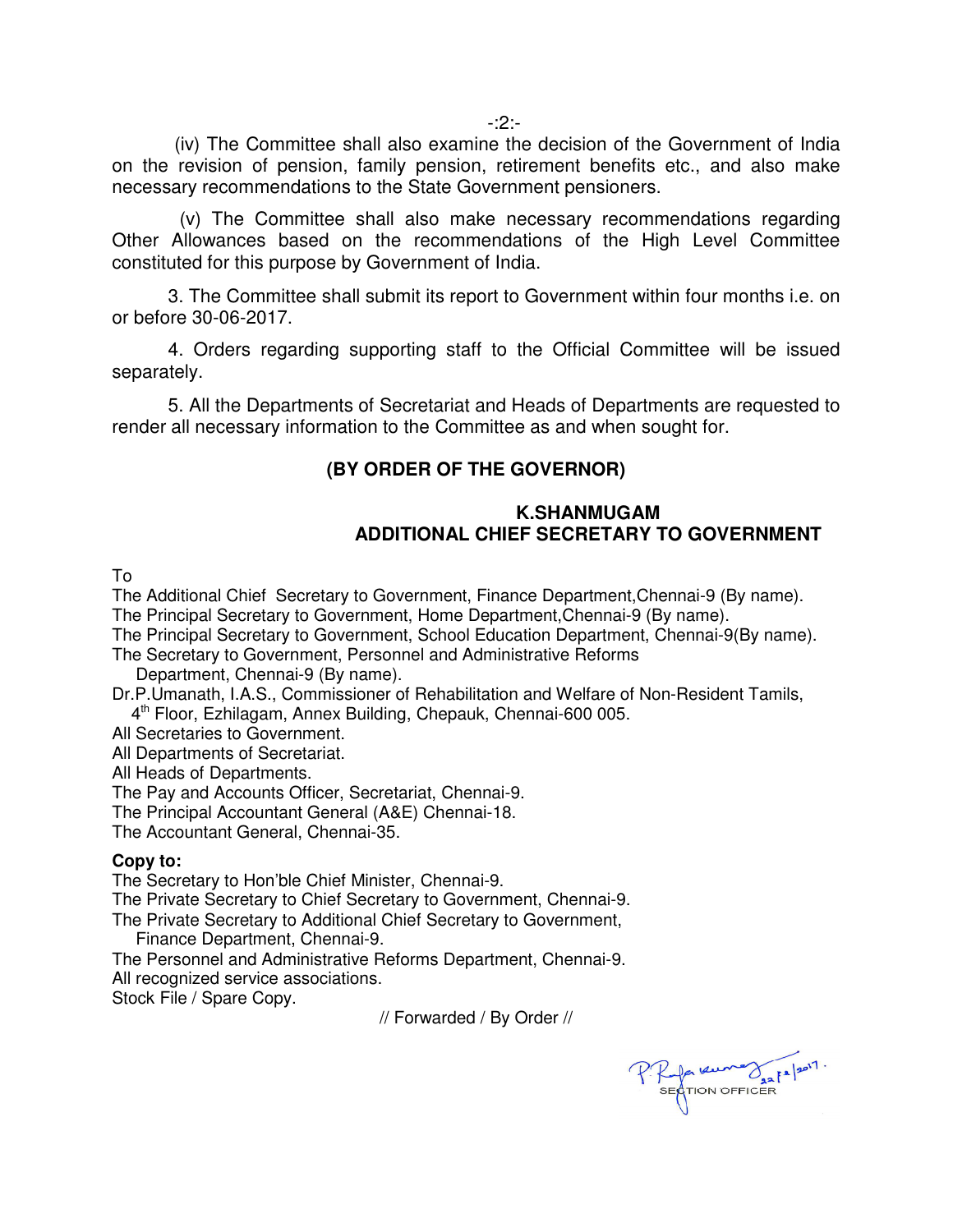(iv) The Committee shall also examine the decision of the Government of India on the revision of pension, family pension, retirement benefits etc., and also make necessary recommendations to the State Government pensioners.

(v) The Committee shall also make necessary recommendations regarding Other Allowances based on the recommendations of the High Level Committee constituted for this purpose by Government of India.

3. The Committee shall submit its report to Government within four months i.e. on or before 30-06-2017.

4. Orders regarding supporting staff to the Official Committee will be issued separately.

5. All the Departments of Secretariat and Heads of Departments are requested to render all necessary information to the Committee as and when sought for.

**(BY ORDER OF THE GOVERNOR)**

**K.SHANMUGAM**
**ADDITIONAL CHIEF SECRETARY TO GOVERNMENT**

To
The Additional Chief Secretary to Government, Finance Department,Chennai-9 (By name).
The Principal Secretary to Government, Home Department,Chennai-9 (By name).
The Principal Secretary to Government, School Education Department, Chennai-9(By name).
The Secretary to Government, Personnel and Administrative Reforms Department, Chennai-9 (By name).
Dr.P.Umanath, I.A.S., Commissioner of Rehabilitation and Welfare of Non-Resident Tamils, 4th Floor, Ezhilagam, Annex Building, Chepauk, Chennai-600 005.
All Secretaries to Government.
All Departments of Secretariat.
All Heads of Departments.
The Pay and Accounts Officer, Secretariat, Chennai-9.
The Principal Accountant General (A&E) Chennai-18.
The Accountant General, Chennai-35.

**Copy to:**
The Secretary to Hon'ble Chief Minister, Chennai-9.
The Private Secretary to Chief Secretary to Government, Chennai-9.
The Private Secretary to Additional Chief Secretary to Government, Finance Department, Chennai-9.
The Personnel and Administrative Reforms Department, Chennai-9.
All recognized service associations.
Stock File / Spare Copy.

// Forwarded / By Order //

P. Rajakumar 22/2/2017.
SECTION OFFICER